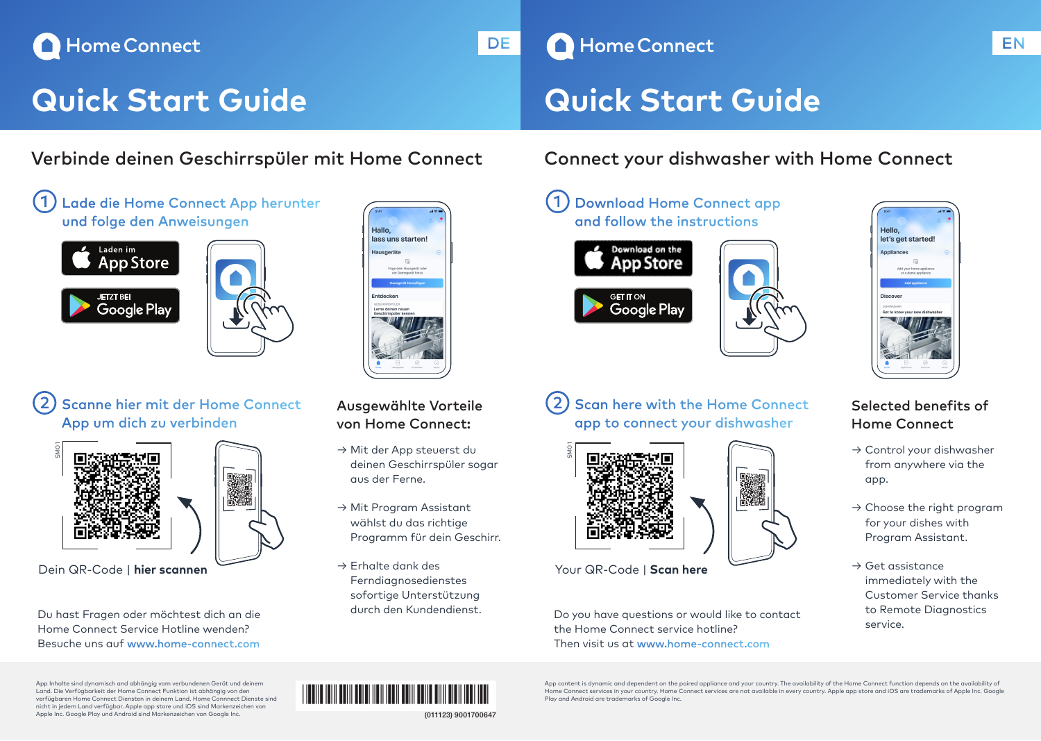# Home Connect

DE

# Quick Start Guide

## Verbinde deinen Geschirrspüler mit Home Connect

### 1 Lade die Home Connect App herunter und folge den Anweisungen

Laden im App Store

JETZT BEI Google Play

### 2 Scanne hier mit der Home Connect App um dich zu verbinden

SM01

Dein QR-Code | **hier scannen**

### Ausgewählte Vorteile von Home Connect:

→ Mit der App steuerst du deinen Geschirrspüler sogar aus der Ferne.

→ Mit Program Assistant wählst du das richtige Programm für dein Geschirr.

→ Erhalte dank des Ferndiagnosedienstes sofortige Unterstützung durch den Kundendienst.

Du hast Fragen oder möchtest dich an die Home Connect Service Hotline wenden? Besuche uns auf www.home-connect.com

App Inhalte sind dynamisch und abhängig vom verbundenen Gerät und deinem Land. Die Verfügbarkeit der Home Connect Funktion ist abhängig von den verfügbaren Home Connect Diensten in deinem Land. Home Connect Dienste sind nicht in jedem Land verfügbar. Apple app store und iOS sind Markenzeichen von Apple Inc. Google Play und Android sind Markenzeichen von Google Inc.

(011123) 9001700647

# Home Connect

EN

# Quick Start Guide

## Connect your dishwasher with Home Connect

### 1 Download Home Connect app and follow the instructions

Download on the App Store

GET IT ON Google Play

### 2 Scan here with the Home Connect app to connect your dishwasher

SM01

Your QR-Code | **Scan here**

### Selected benefits of Home Connect

→ Control your dishwasher from anywhere via the app.

→ Choose the right program for your dishes with Program Assistant.

→ Get assistance immediately with the Customer Service thanks to Remote Diagnostics service.

Do you have questions or would like to contact the Home Connect service hotline? Then visit us at www.home-connect.com

App content is dynamic and dependent on the paired appliance and your country. The availability of the Home Connect function depends on the availability of Home Connect services in your country. Home Connect services are not available in every country. Apple app store and iOS are trademarks of Apple Inc. Google Play and Android are trademarks of Google Inc.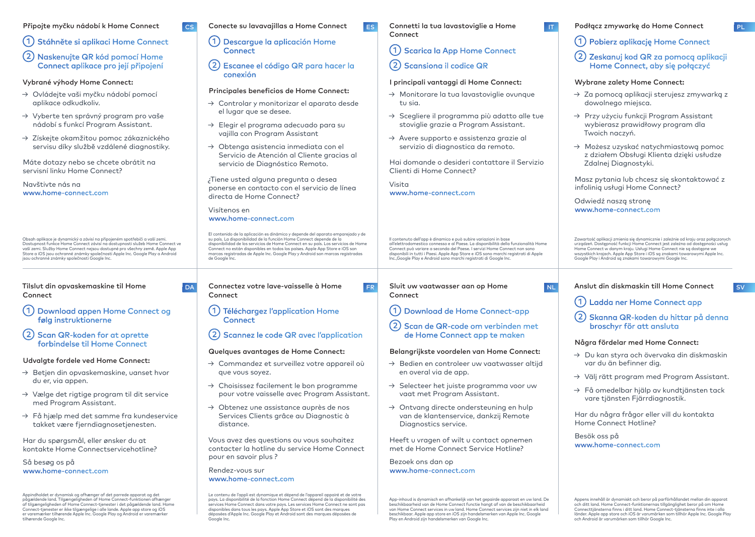## Připojte myčku nádobí k Home Connect

CS

1. Stáhněte si aplikaci Home Connect
2. Naskenujte QR kód pomocí Home Connect aplikace pro její připojení

**Vybrané výhody Home Connect:**

→ Ovládejte vaši myčku nádobí pomocí aplikace odkudkoliv.

→ Vyberte ten správný program pro vaše nádobí s funkcí Program Assistant.

→ Získejte okamžitou pomoc zákaznického servisu díky službě vzdálené diagnostiky.

Máte dotazy nebo se chcete obrátit na servisní linku Home Connect?

Navštivte nás na
www.home-connect.com

Obsah aplikace je dynamický a závisí na připojeném spotřebiči a vaší zemi. Dostupnost funkce Home Connect závisí na dostupnosti služeb Home Connect ve vaší zemi. Služby Home Connect nejsou dostupné pro všechny země. Apple App Store a iOS jsou ochranné známky společnosti Apple Inc. Google Play a Android jsou ochranné známky společnosti Google Inc.

## Conecte su lavavajillas a Home Connect

ES

1. Descargue la aplicación Home Connect
2. Escanee el código QR para hacer la conexión

**Principales beneficios de Home Connect:**

→ Controlar y monitorizar el aparato desde el lugar que se desee.

→ Elegir el programa adecuado para su vajilla con Program Assistant

→ Obtenga asistencia inmediata con el Servicio de Atención al Cliente gracias al servicio de Diagnóstico Remoto.

¿Tiene usted alguna pregunta o desea ponerse en contacto con el servicio de línea directa de Home Connect?

Visítenos en
www.home-connect.com

El contenido de la aplicación es dinámico y depende del aparato emparejado y de su país. La disponibilidad de la función Home Connect depende de la disponibilidad de los servicios de Home Connect en su país. Los servicios de Home Connect no están disponibles en todos los países. Apple App Store e iOS son marcas registradas de Apple Inc. Google Play y Android son marcas registradas de Google Inc.

## Connetti la tua lavastoviglie a Home Connect

IT

1. Scarica la App Home Connect
2. Scansiona il codice QR

**I principali vantaggi di Home Connect:**

→ Monitorare la tua lavastoviglie ovunque tu sia.

→ Scegliere il programma più adatto alle tue stoviglie grazie a Program Assistant.

→ Avere supporto e assistenza grazie al servizio di diagnostica da remoto.

Hai domande o desideri contattare il Servizio Clienti di Home Connect?

Visita
www.home-connect.com

Il contenuto dell'app è dinamico e può subire variazioni in base all'elettrodomestico connesso e al Paese. La disponibilità della funzionalità Home Connect può variare a seconda del Paese. I servizi Home Connect non sono disponibili in tutti i Paesi. Apple App Store e iOS sono marchi registrati di Apple Inc.,Google Play e Android sono marchi registrati di Google Inc.

## Podłącz zmywarkę do Home Connect

PL

1. Pobierz aplikację Home Connect
2. Zeskanuj kod QR za pomocą aplikacji Home Connect, aby się połączyć

**Wybrane zalety Home Connect:**

→ Za pomocą aplikacji sterujesz zmywarką z dowolnego miejsca.

→ Przy użyciu funkcji Program Assistant wybierasz prawidłowy program dla Twoich naczyń.

→ Możesz uzyskać natychmiastową pomoc z działem Obsługi Klienta dzięki usłudze Zdalnej Diagnostyki.

Masz pytania lub chcesz się skontaktować z infolinią usługi Home Connect?

Odwiedź naszą stronę
www.home-connect.com

Zawartość aplikacji zmienia się dynamicznie i zależnie od kraju oraz połączonych urządzeń. Dostępność funkcji Home Connect jest zależna od dostępności usług Home Connect w danym kraju. Usługi Home Connect nie są dostępne we wszystkich krajach. Apple App Store i iOS są znakami towarowymi Apple Inc. Google Play i Android są znakami towarowymi Google Inc.

## Tilslut din opvaskemaskine til Home Connect

DA

1. Download appen Home Connect og følg instruktionerne
2. Scan QR-koden for at oprette forbindelse til Home Connect

**Udvalgte fordele ved Home Connect:**

→ Betjen din opvaskemaskine, uanset hvor du er, via appen.

→ Vælge det rigtige program til dit service med Program Assistant.

→ Få hjælp med det samme fra kundeservice takket være fjerndiagnosetjenesten.

Har du spørgsmål, eller ønsker du at kontakte Home Connectservicehotline?

Så besøg os på
www.home-connect.com

Appindholdet er dynamisk og afhænger af det parrede apparat og det pågældende land. Tilgængeligheden af Home Connect-funktionen afhænger af tilgængeligheden af Home Connect-tjenester i det pågældende land. Home Connect-tjenester er ikke tilgængelige i alle lande. Apple app store og iOS er varemærker tilhørende Apple Inc. Google Play og Android er varemærker tilhørende Google Inc.

## Connectez votre lave-vaisselle à Home Connect

FR

1. Téléchargez l'application Home Connect
2. Scannez le code QR avec l'application

**Quelques avantages de Home Connect:**

→ Commandez et surveillez votre appareil où que vous soyez.

→ Choisissez facilement le bon programme pour votre vaisselle avec Program Assistant.

→ Obtenez une assistance auprès de nos Services Clients grâce au Diagnostic à distance.

Vous avez des questions ou vous souhaitez contacter la hotline du service Home Connect pour en savoir plus ?

Rendez-vous sur
www.home-connect.com

Le contenu de l'appli est dynamique et dépend de l'appareil appairé et de votre pays. La disponibilité de la fonction Home Connect dépend de la disponibilité des services Home Connect dans votre pays. Les services Home Connect ne sont pas disponibles dans tous les pays. Apple App Store et iOS sont des marques déposées d'Apple Inc. Google Play et Android sont des marques déposées de Google Inc.

## Sluit uw vaatwasser aan op Home Connect

NL

1. Download de Home Connect-app
2. Scan de QR-code om verbinden met de Home Connect app te maken

**Belangrijkste voordelen van Home Connect:**

→ Bedien en controleer uw vaatwasser altijd en overal via de app.

→ Selecteer het juiste programma voor uw vaat met Program Assistant.

→ Ontvang directe ondersteuning en hulp van de klantenservice, dankzij Remote Diagnostics service.

Heeft u vragen of wilt u contact opnemen met de Home Connect Service Hotline?

Bezoek ons dan op
www.home-connect.com

App-inhoud is dynamisch en afhankelijk van het gepairde apparaat en uw land. De beschikbaarheid van de Home Connect functie hangt af van de beschikbaarheid van Home Connect services in uw land. Home Connect services zijn niet in elk land beschikbaar. Apple app store en iOS zijn handelsmerken van Apple Inc. Google Play en Android zijn handelsmerken van Google Inc.

## Anslut din diskmaskin till Home Connect

SV

1. Ladda ner Home Connect app
2. Skanna QR-koden du hittar på denna broschyr för att ansluta

**Några fördelar med Home Connect:**

→ Du kan styra och övervaka din diskmaskin var du än befinner dig.

→ Välj rätt program med Program Assistant.

→ Få omedelbar hjälp av kundtjänsten tack vare tjänsten Fjärrdiagnostik.

Har du några frågor eller vill du kontakta Home Connect Hotline?

Besök oss på
www.home-connect.com

Appens innehåll är dynamiskt och beror på parförhållandet mellan din apparat och ditt land. Home Connect-funktionernas tillgänglighet beror på om Home Connecttjänsterna finns i ditt land. Home Connect-tjänsterna finns inte i alla länder. Apple app store och iOS är varumärken som tillhör Apple Inc. Google Play och Android är varumärken som tillhör Google Inc.